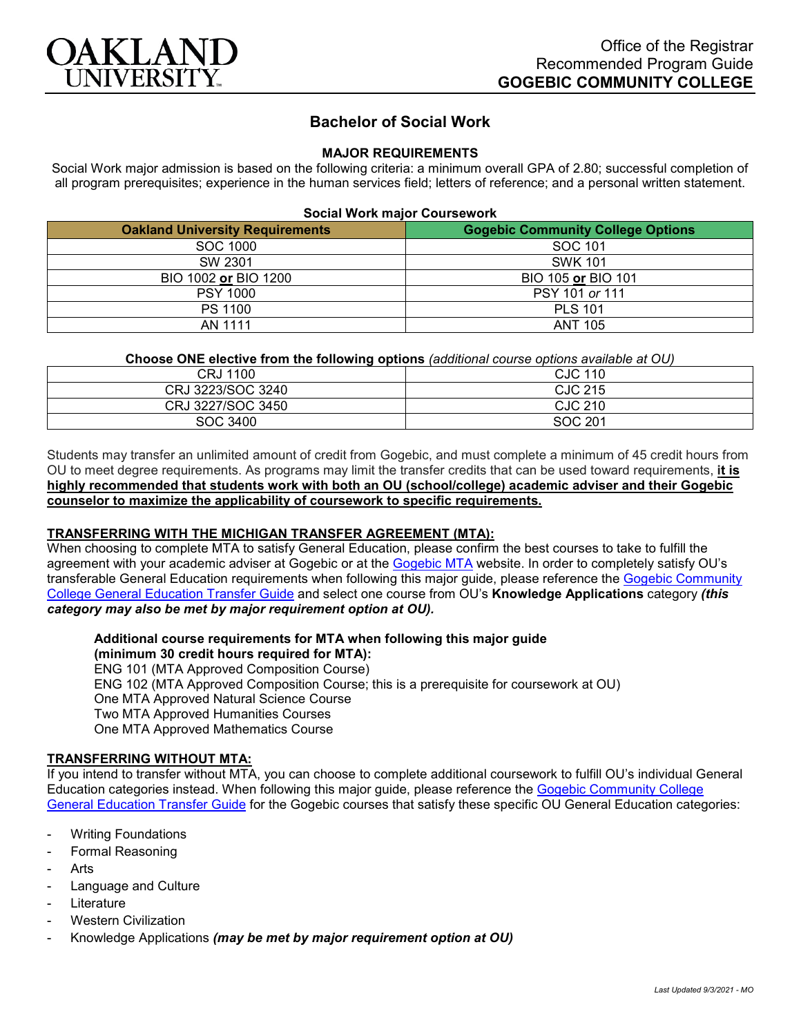Office of the Registrar
Recommended Program Guide
**GOGEBIC COMMUNITY COLLEGE**

# Bachelor of Social Work

## MAJOR REQUIREMENTS

Social Work major admission is based on the following criteria: a minimum overall GPA of 2.80; successful completion of all program prerequisites; experience in the human services field; letters of reference; and a personal written statement.

**Social Work major Coursework**

| Oakland University Requirements | Gogebic Community College Options |
|---|---|
| SOC 1000 | SOC 101 |
| SW 2301 | SWK 101 |
| BIO 1002 **or** BIO 1200 | BIO 105 **or** BIO 101 |
| PSY 1000 | PSY 101 *or* 111 |
| PS 1100 | PLS 101 |
| AN 1111 | ANT 105 |

**Choose ONE elective from the following options** *(additional course options available at OU)*

| | |
|---|---|
| CRJ 1100 | CJC 110 |
| CRJ 3223/SOC 3240 | CJC 215 |
| CRJ 3227/SOC 3450 | CJC 210 |
| SOC 3400 | SOC 201 |

Students may transfer an unlimited amount of credit from Gogebic, and must complete a minimum of 45 credit hours from OU to meet degree requirements. As programs may limit the transfer credits that can be used toward requirements, **it is highly recommended that students work with both an OU (school/college) academic adviser and their Gogebic counselor to maximize the applicability of coursework to specific requirements.**

## TRANSFERRING WITH THE MICHIGAN TRANSFER AGREEMENT (MTA):

When choosing to complete MTA to satisfy General Education, please confirm the best courses to take to fulfill the agreement with your academic adviser at Gogebic or at the Gogebic MTA website. In order to completely satisfy OU's transferable General Education requirements when following this major guide, please reference the Gogebic Community College General Education Transfer Guide and select one course from OU's **Knowledge Applications** category ***(this category may also be met by major requirement option at OU).***

**Additional course requirements for MTA when following this major guide (minimum 30 credit hours required for MTA):**
ENG 101 (MTA Approved Composition Course)
ENG 102 (MTA Approved Composition Course; this is a prerequisite for coursework at OU)
One MTA Approved Natural Science Course
Two MTA Approved Humanities Courses
One MTA Approved Mathematics Course

## TRANSFERRING WITHOUT MTA:

If you intend to transfer without MTA, you can choose to complete additional coursework to fulfill OU's individual General Education categories instead. When following this major guide, please reference the Gogebic Community College General Education Transfer Guide for the Gogebic courses that satisfy these specific OU General Education categories:

- Writing Foundations
- Formal Reasoning
- Arts
- Language and Culture
- Literature
- Western Civilization
- Knowledge Applications ***(may be met by major requirement option at OU)***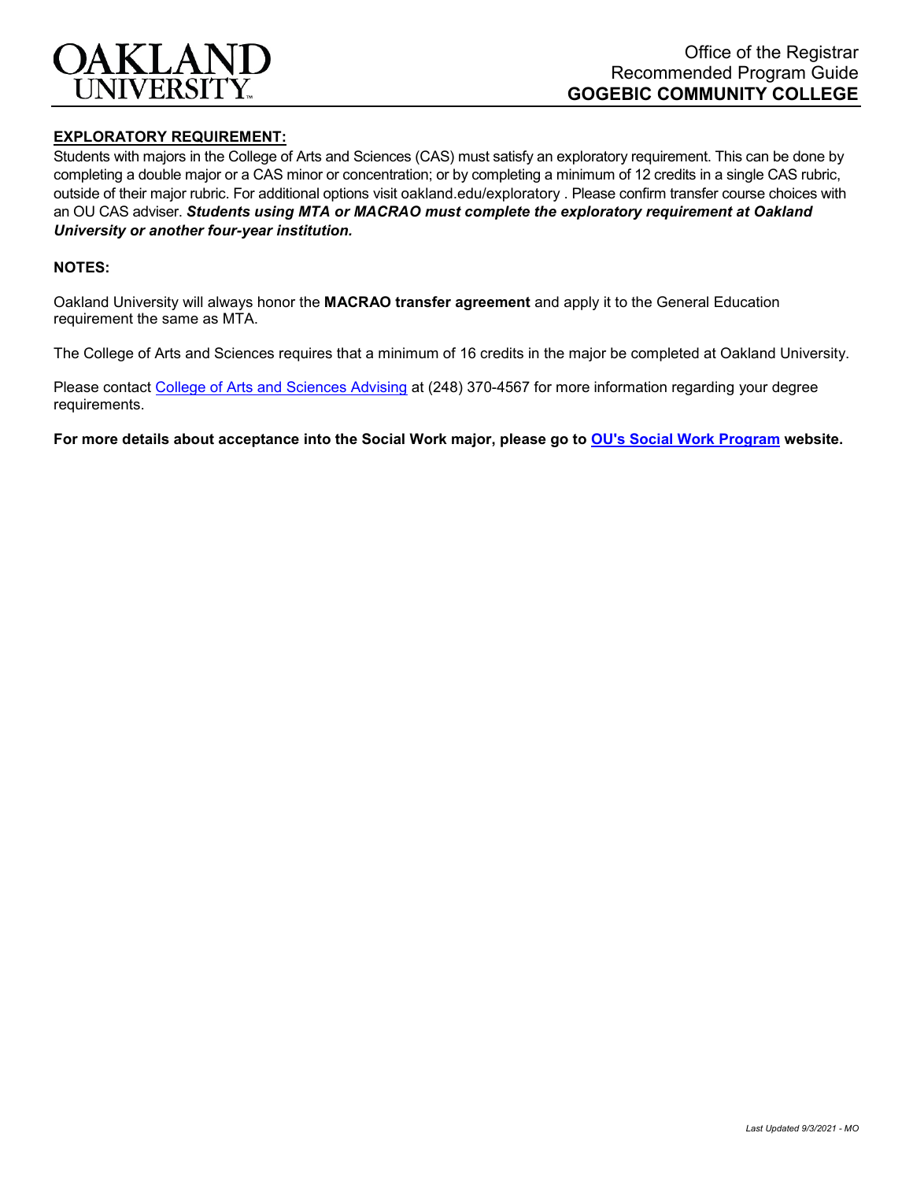**EXPLORATORY REQUIREMENT:**

Students with majors in the College of Arts and Sciences (CAS) must satisfy an exploratory requirement. This can be done by completing a double major or a CAS minor or concentration; or by completing a minimum of 12 credits in a single CAS rubric, outside of their major rubric. For additional options visit oakland.edu/exploratory . Please confirm transfer course choices with an OU CAS adviser. ***Students using MTA or MACRAO must complete the exploratory requirement at Oakland University or another four-year institution.***

**NOTES:**

Oakland University will always honor the **MACRAO transfer agreement** and apply it to the General Education requirement the same as MTA.

The College of Arts and Sciences requires that a minimum of 16 credits in the major be completed at Oakland University.

Please contact College of Arts and Sciences Advising at (248) 370-4567 for more information regarding your degree requirements.

**For more details about acceptance into the Social Work major, please go to OU's Social Work Program website.**

*Last Updated 9/3/2021 - MO*